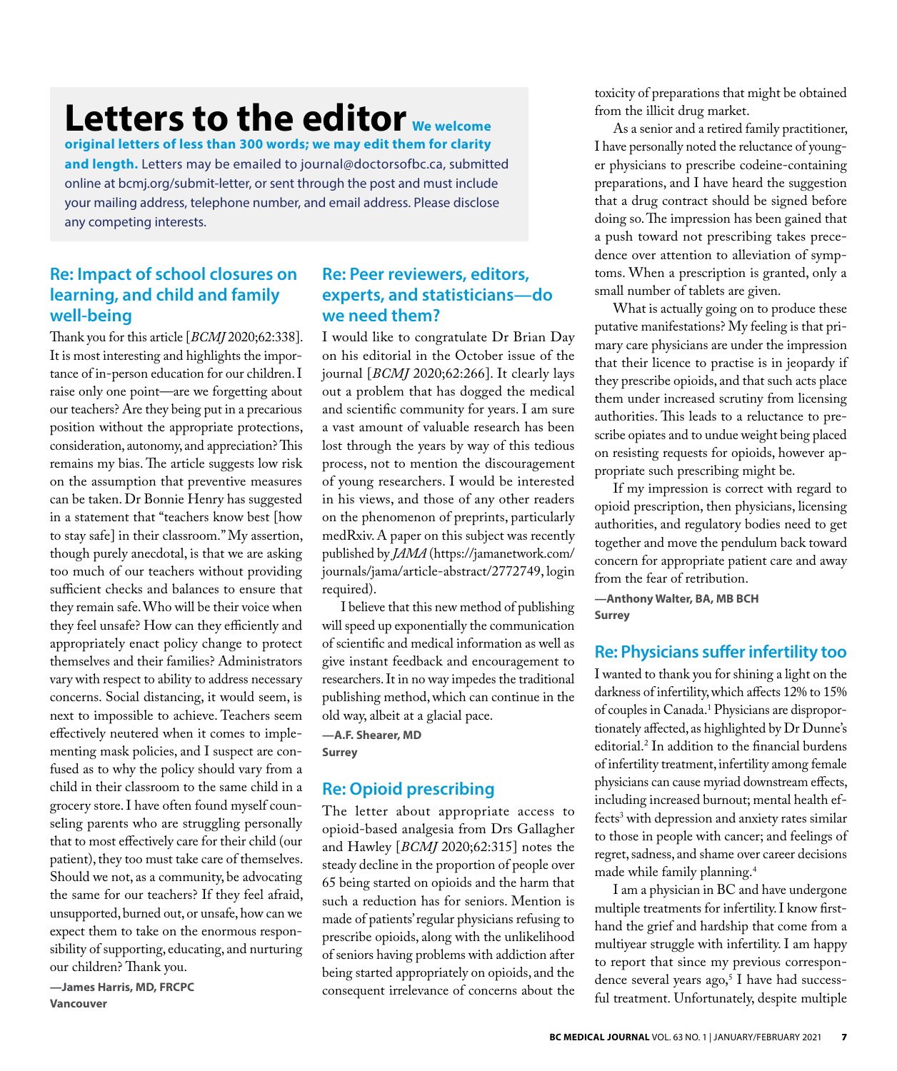# Letters to the editor

**We welcome original letters of less than 300 words; we may edit them for clarity and length.** Letters may be emailed to journal@doctorsofbc.ca, submitted online at bcmj.org/submit-letter, or sent through the post and must include your mailing address, telephone number, and email address. Please disclose any competing interests.

## Re: Impact of school closures on learning, and child and family well-being

Thank you for this article [*BCMJ* 2020;62:338]. It is most interesting and highlights the importance of in-person education for our children. I raise only one point—are we forgetting about our teachers? Are they being put in a precarious position without the appropriate protections, consideration, autonomy, and appreciation? This remains my bias. The article suggests low risk on the assumption that preventive measures can be taken. Dr Bonnie Henry has suggested in a statement that "teachers know best [how to stay safe] in their classroom." My assertion, though purely anecdotal, is that we are asking too much of our teachers without providing sufficient checks and balances to ensure that they remain safe. Who will be their voice when they feel unsafe? How can they efficiently and appropriately enact policy change to protect themselves and their families? Administrators vary with respect to ability to address necessary concerns. Social distancing, it would seem, is next to impossible to achieve. Teachers seem effectively neutered when it comes to implementing mask policies, and I suspect are confused as to why the policy should vary from a child in their classroom to the same child in a grocery store. I have often found myself counseling parents who are struggling personally that to most effectively care for their child (our patient), they too must take care of themselves. Should we not, as a community, be advocating the same for our teachers? If they feel afraid, unsupported, burned out, or unsafe, how can we expect them to take on the enormous responsibility of supporting, educating, and nurturing our children? Thank you.

**—James Harris, MD, FRCPC**
**Vancouver**

## Re: Peer reviewers, editors, experts, and statisticians—do we need them?

I would like to congratulate Dr Brian Day on his editorial in the October issue of the journal [*BCMJ* 2020;62:266]. It clearly lays out a problem that has dogged the medical and scientific community for years. I am sure a vast amount of valuable research has been lost through the years by way of this tedious process, not to mention the discouragement of young researchers. I would be interested in his views, and those of any other readers on the phenomenon of preprints, particularly medRxiv. A paper on this subject was recently published by *JAMA* (https://jamanetwork.com/journals/jama/article-abstract/2772749, login required).

I believe that this new method of publishing will speed up exponentially the communication of scientific and medical information as well as give instant feedback and encouragement to researchers. It in no way impedes the traditional publishing method, which can continue in the old way, albeit at a glacial pace.

**—A.F. Shearer, MD**
**Surrey**

## Re: Opioid prescribing

The letter about appropriate access to opioid-based analgesia from Drs Gallagher and Hawley [*BCMJ* 2020;62:315] notes the steady decline in the proportion of people over 65 being started on opioids and the harm that such a reduction has for seniors. Mention is made of patients' regular physicians refusing to prescribe opioids, along with the unlikelihood of seniors having problems with addiction after being started appropriately on opioids, and the consequent irrelevance of concerns about the toxicity of preparations that might be obtained from the illicit drug market.

As a senior and a retired family practitioner, I have personally noted the reluctance of younger physicians to prescribe codeine-containing preparations, and I have heard the suggestion that a drug contract should be signed before doing so. The impression has been gained that a push toward not prescribing takes precedence over attention to alleviation of symptoms. When a prescription is granted, only a small number of tablets are given.

What is actually going on to produce these putative manifestations? My feeling is that primary care physicians are under the impression that their licence to practise is in jeopardy if they prescribe opioids, and that such acts place them under increased scrutiny from licensing authorities. This leads to a reluctance to prescribe opiates and to undue weight being placed on resisting requests for opioids, however appropriate such prescribing might be.

If my impression is correct with regard to opioid prescription, then physicians, licensing authorities, and regulatory bodies need to get together and move the pendulum back toward concern for appropriate patient care and away from the fear of retribution.

**—Anthony Walter, BA, MB BCH**
**Surrey**

## Re: Physicians suffer infertility too

I wanted to thank you for shining a light on the darkness of infertility, which affects 12% to 15% of couples in Canada.[1] Physicians are disproportionately affected, as highlighted by Dr Dunne's editorial.[2] In addition to the financial burdens of infertility treatment, infertility among female physicians can cause myriad downstream effects, including increased burnout; mental health effects[3] with depression and anxiety rates similar to those in people with cancer; and feelings of regret, sadness, and shame over career decisions made while family planning.[4]

I am a physician in BC and have undergone multiple treatments for infertility. I know firsthand the grief and hardship that come from a multiyear struggle with infertility. I am happy to report that since my previous correspondence several years ago,[5] I have had successful treatment. Unfortunately, despite multiple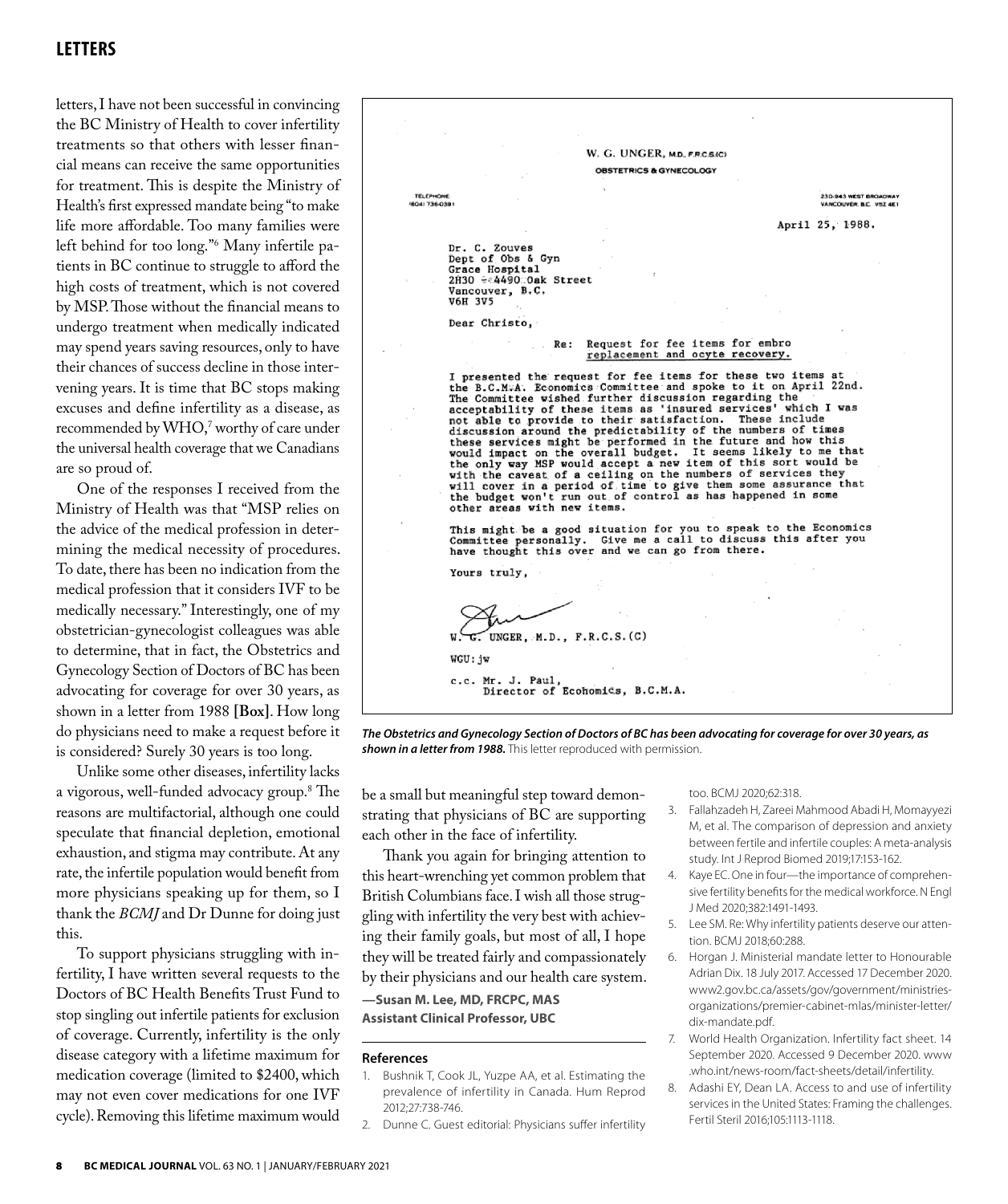letters, I have not been successful in convincing the BC Ministry of Health to cover infertility treatments so that others with lesser financial means can receive the same opportunities for treatment. This is despite the Ministry of Health's first expressed mandate being "to make life more affordable. Too many families were left behind for too long."[6] Many infertile patients in BC continue to struggle to afford the high costs of treatment, which is not covered by MSP. Those without the financial means to undergo treatment when medically indicated may spend years saving resources, only to have their chances of success decline in those intervening years. It is time that BC stops making excuses and define infertility as a disease, as recommended by WHO,[7] worthy of care under the universal health coverage that we Canadians are so proud of.

One of the responses I received from the Ministry of Health was that "MSP relies on the advice of the medical profession in determining the medical necessity of procedures. To date, there has been no indication from the medical profession that it considers IVF to be medically necessary." Interestingly, one of my obstetrician-gynecologist colleagues was able to determine, that in fact, the Obstetrics and Gynecology Section of Doctors of BC has been advocating for coverage for over 30 years, as shown in a letter from 1988 **[Box]**. How long do physicians need to make a request before it is considered? Surely 30 years is too long.

Unlike some other diseases, infertility lacks a vigorous, well-funded advocacy group.[8] The reasons are multifactorial, although one could speculate that financial depletion, emotional exhaustion, and stigma may contribute. At any rate, the infertile population would benefit from more physicians speaking up for them, so I thank the *BCMJ* and Dr Dunne for doing just this.

To support physicians struggling with infertility, I have written several requests to the Doctors of BC Health Benefits Trust Fund to stop singling out infertile patients for exclusion of coverage. Currently, infertility is the only disease category with a lifetime maximum for medication coverage (limited to $2400, which may not even cover medications for one IVF cycle). Removing this lifetime maximum would be a small but meaningful step toward demonstrating that physicians of BC are supporting each other in the face of infertility.

Thank you again for bringing attention to this heart-wrenching yet common problem that British Columbians face. I wish all those struggling with infertility the very best with achieving their family goals, but most of all, I hope they will be treated fairly and compassionately by their physicians and our health care system.

**—Susan M. Lee, MD, FRCPC, MAS**
**Assistant Clinical Professor, UBC**

---

W. G. UNGER, M.D., F.R.C.S.(C)
OBSTETRICS & GYNECOLOGY

TELEPHONE: (604) 736-0391

230-943 WEST BROADWAY
VANCOUVER, B.C. V5Z 4E1

April 25, 1988.

Dr. C. Zouves
Dept of Obs & Gyn
Grace Hospital
2H30 - 4490 Oak Street
Vancouver, B.C.
V6H 3V5

Dear Christo,

Re: Request for fee items for embro replacement and ocyte recovery.

I presented the request for fee items for these two items at the B.C.M.A. Economics Committee and spoke to it on April 22nd. The Committee wished further discussion regarding the acceptability of these items as 'insured services' which I was not able to provide to their satisfaction. These include discussion around the predictability of the numbers of times these services might be performed in the future and how this would impact on the overall budget. It seems likely to me that the only way MSP would accept a new item of this sort would be with the caveat of a ceiling on the numbers of services they will cover in a period of time to give them some assurance that the budget won't run out of control as has happened in some other areas with new items.

This might be a good situation for you to speak to the Economics Committee personally. Give me a call to discuss this after you have thought this over and we can go from there.

Yours truly,

W. G. UNGER, M.D., F.R.C.S.(C)

WGU:jw

c.c. Mr. J. Paul,
Director of Economics, B.C.M.A.

***The Obstetrics and Gynecology Section of Doctors of BC has been advocating for coverage for over 30 years, as shown in a letter from 1988.*** This letter reproduced with permission.

---

#### References

1. Bushnik T, Cook JL, Yuzpe AA, et al. Estimating the prevalence of infertility in Canada. Hum Reprod 2012;27:738-746.
2. Dunne C. Guest editorial: Physicians suffer infertility too. BCMJ 2020;62:318.
3. Fallahzadeh H, Zareei Mahmood Abadi H, Momayyezi M, et al. The comparison of depression and anxiety between fertile and infertile couples: A meta-analysis study. Int J Reprod Biomed 2019;17:153-162.
4. Kaye EC. One in four—the importance of comprehensive fertility benefits for the medical workforce. N Engl J Med 2020;382:1491-1493.
5. Lee SM. Re: Why infertility patients deserve our attention. BCMJ 2018;60:288.
6. Horgan J. Ministerial mandate letter to Honourable Adrian Dix. 18 July 2017. Accessed 17 December 2020. www2.gov.bc.ca/assets/gov/government/ministries-organizations/premier-cabinet-mlas/minister-letter/dix-mandate.pdf.
7. World Health Organization. Infertility fact sheet. 14 September 2020. Accessed 9 December 2020. www.who.int/news-room/fact-sheets/detail/infertility.
8. Adashi EY, Dean LA. Access to and use of infertility services in the United States: Framing the challenges. Fertil Steril 2016;105:1113-1118.